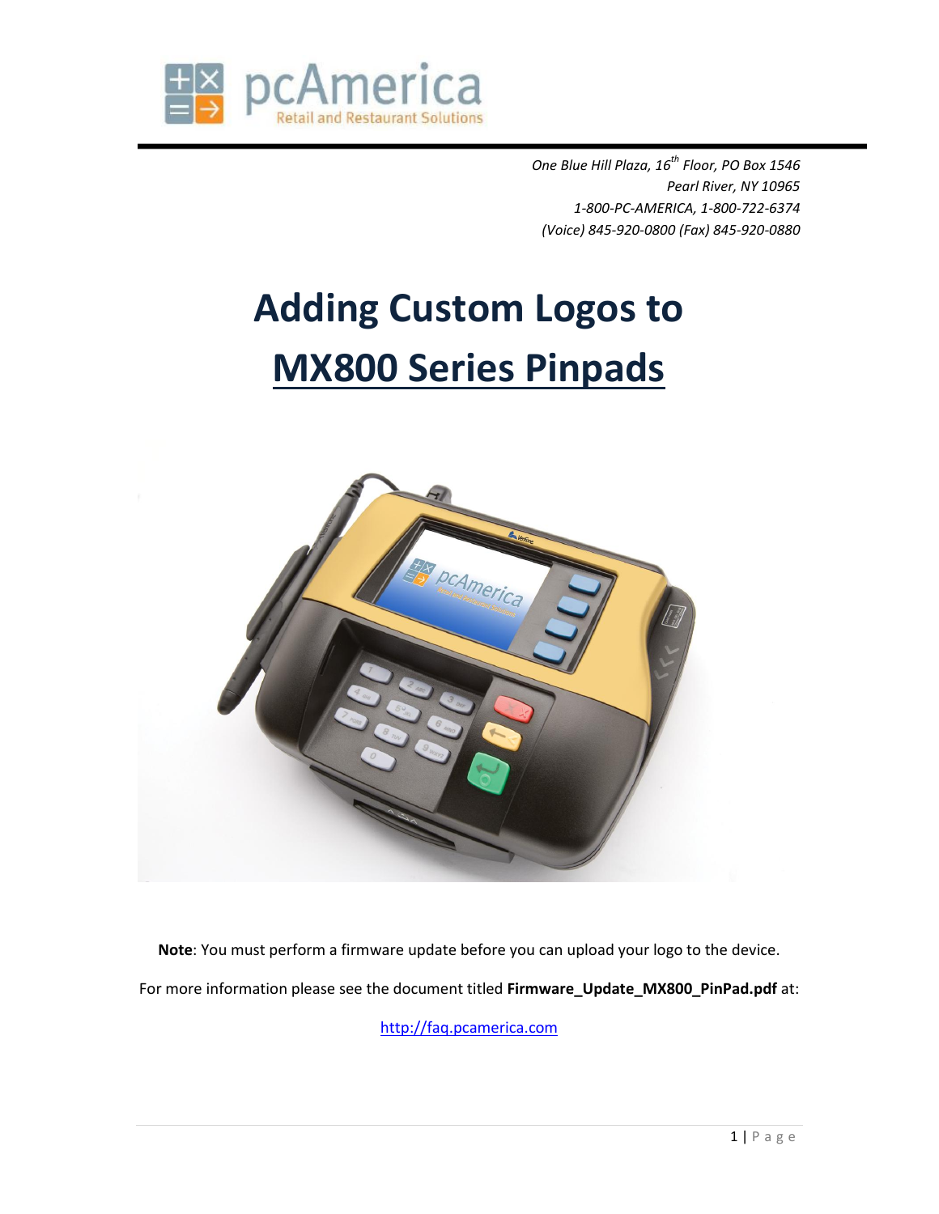*One Blue Hill Plaza, 16th Floor, PO Box 1546*
*Pearl River, NY 10965*
*1-800-PC-AMERICA, 1-800-722-6374*
*(Voice) 845-920-0800 (Fax) 845-920-0880*

# Adding Custom Logos to MX800 Series Pinpads

**Note**: You must perform a firmware update before you can upload your logo to the device.

For more information please see the document titled **Firmware_Update_MX800_PinPad.pdf** at:

http://faq.pcamerica.com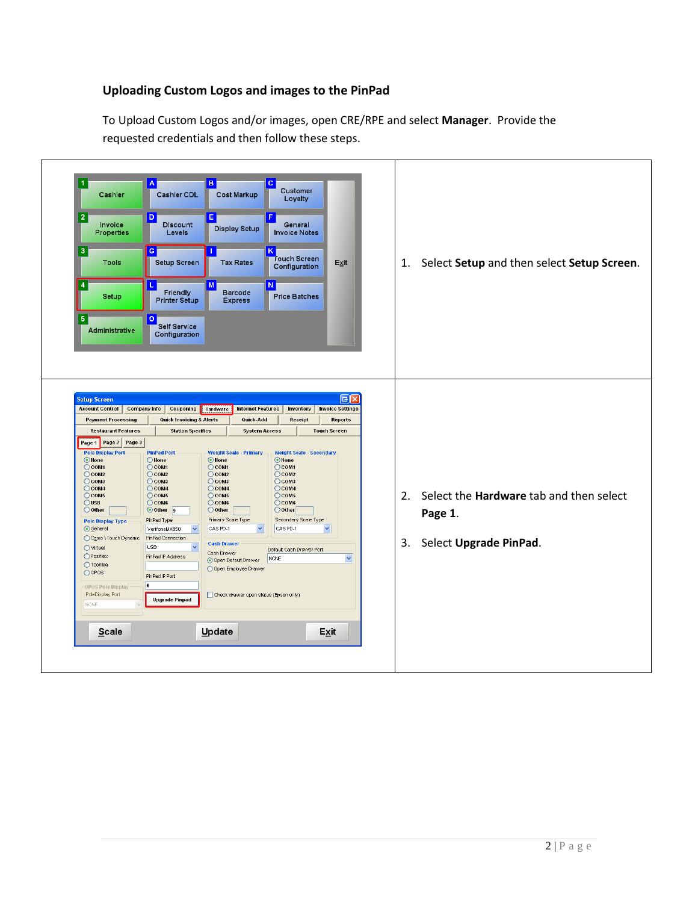### Uploading Custom Logos and images to the PinPad

To Upload Custom Logos and/or images, open CRE/RPE and select **Manager**. Provide the requested credentials and then follow these steps.

| | |
|---|---|
| | 1. Select **Setup** and then select **Setup Screen**. |
| | 2. Select the **Hardware** tab and then select **Page 1**.<br><br>3. Select **Upgrade PinPad**. |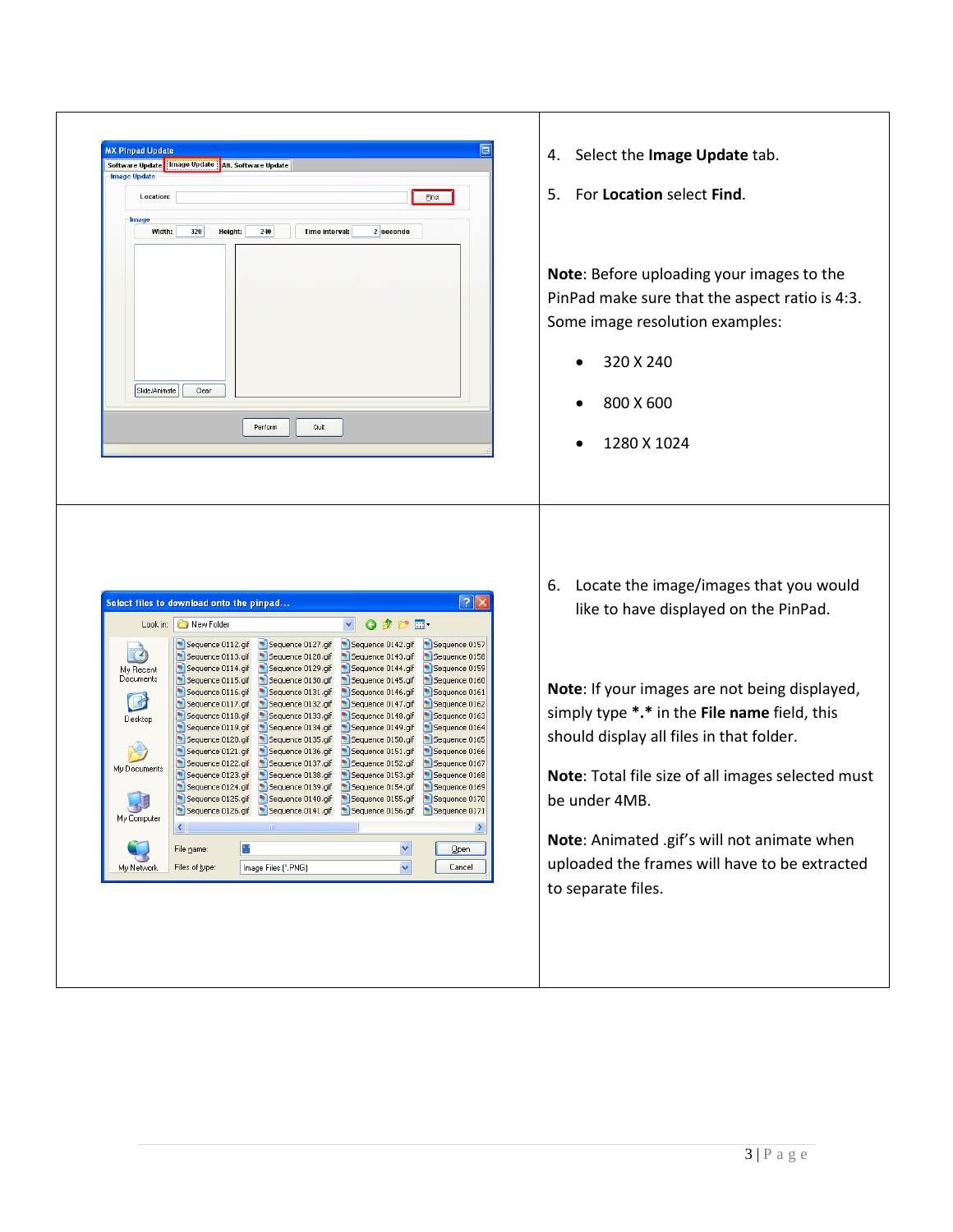4. Select the **Image Update** tab.

5. For **Location** select **Find**.

**Note**: Before uploading your images to the PinPad make sure that the aspect ratio is 4:3. Some image resolution examples:

- 320 X 240
- 800 X 600
- 1280 X 1024

6. Locate the image/images that you would like to have displayed on the PinPad.

**Note**: If your images are not being displayed, simply type ***.*** in the **File name** field, this should display all files in that folder.

**Note**: Total file size of all images selected must be under 4MB.

**Note**: Animated .gif's will not animate when uploaded the frames will have to be extracted to separate files.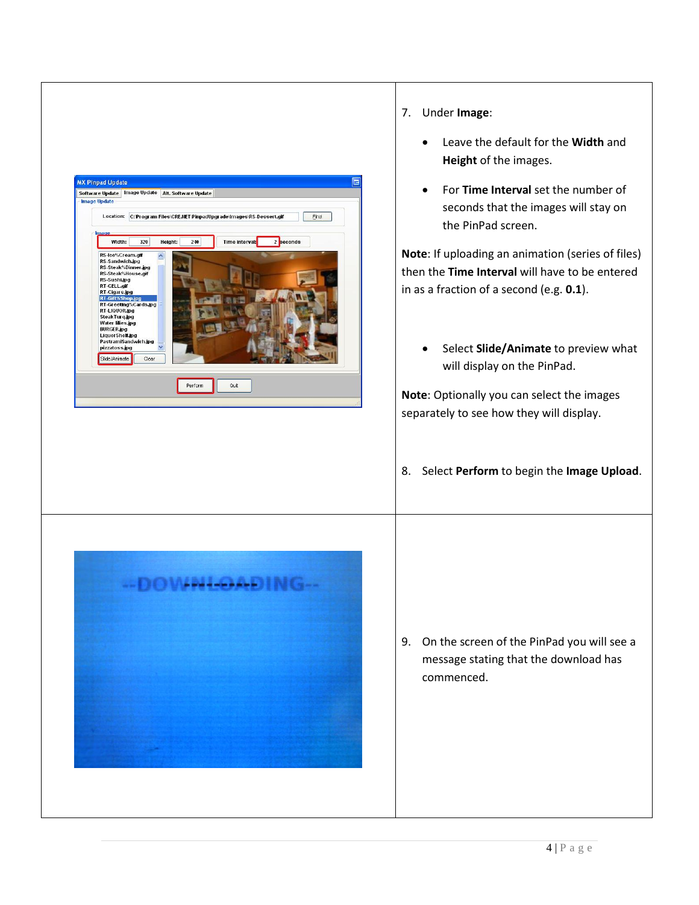7. Under **Image**:

   - Leave the default for the **Width** and **Height** of the images.
   - For **Time Interval** set the number of seconds that the images will stay on the PinPad screen.

**Note**: If uploading an animation (series of files) then the **Time Interval** will have to be entered in as a fraction of a second (e.g. **0.1**).

   - Select **Slide/Animate** to preview what will display on the PinPad.

**Note**: Optionally you can select the images separately to see how they will display.

8. Select **Perform** to begin the **Image Upload**.

9. On the screen of the PinPad you will see a message stating that the download has commenced.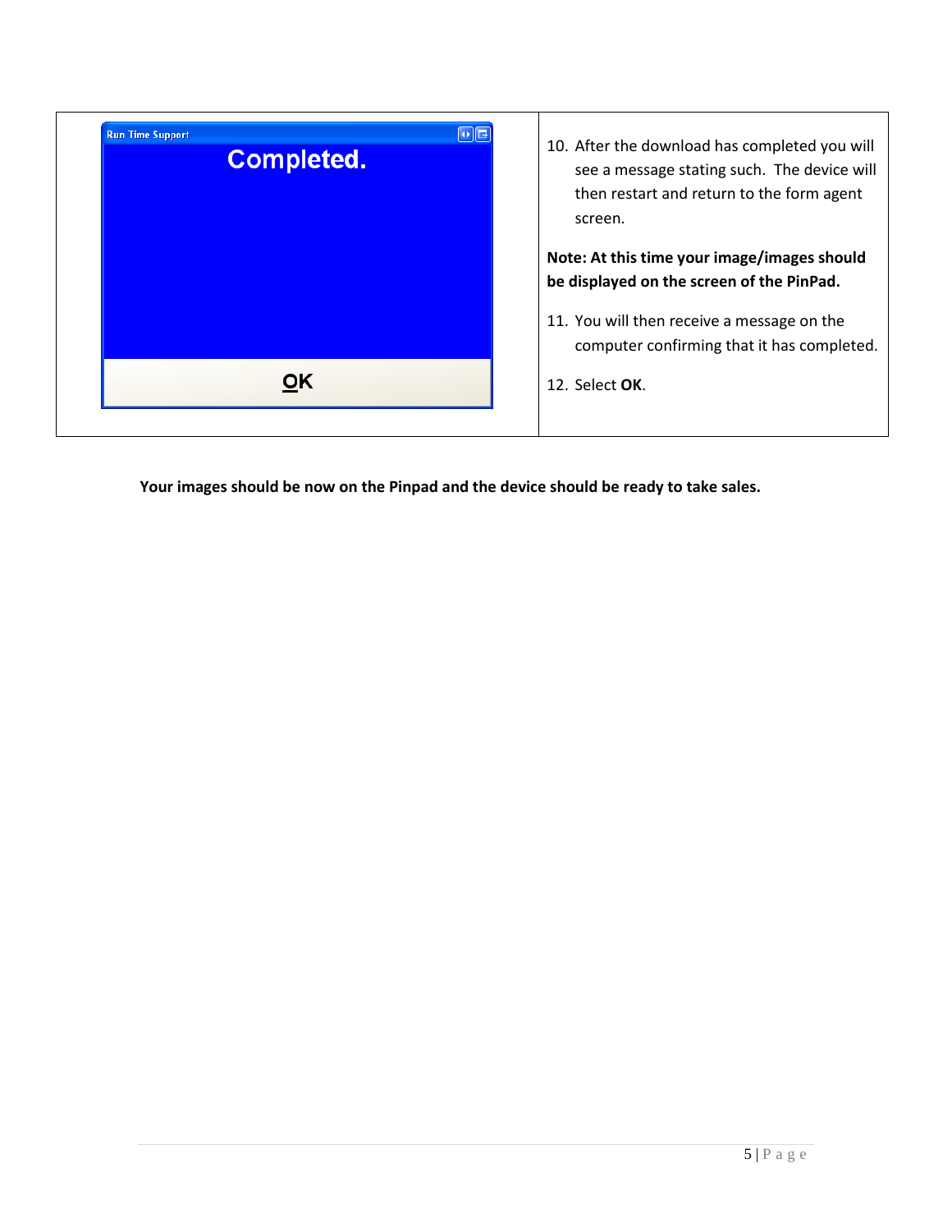| | |
|---|---|
| Run Time Support<br>Completed.<br>OK | 10. After the download has completed you will see a message stating such. The device will then restart and return to the form agent screen.<br><br>**Note: At this time your image/images should be displayed on the screen of the PinPad.**<br><br>11. You will then receive a message on the computer confirming that it has completed.<br><br>12. Select **OK**. |

**Your images should be now on the Pinpad and the device should be ready to take sales.**